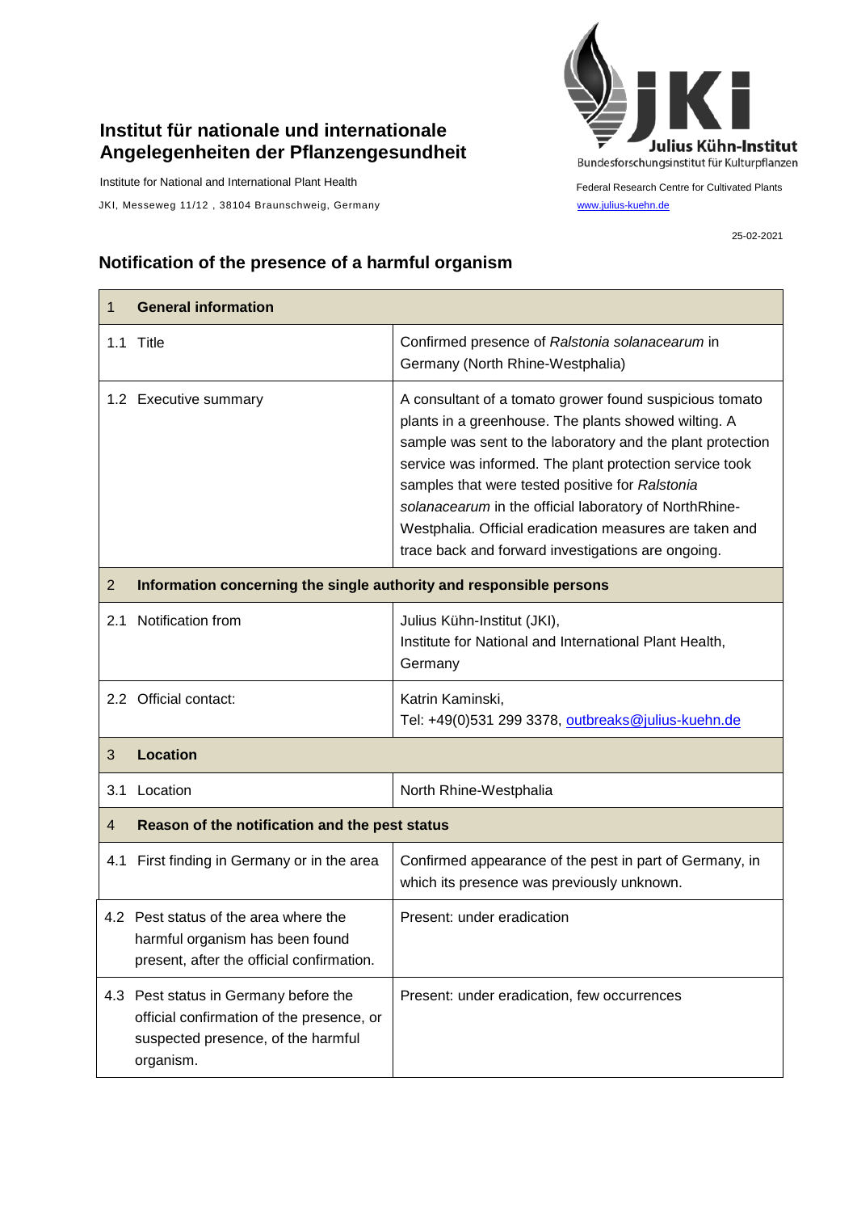# Institut für nationale und internationale Angelegenheiten der Pflanzengesundheit

Institute for National and International Plant Health

JKI, Messeweg 11/12 , 38104 Braunschweig, Germany

Julius Kühn-Institut
Bundesforschungsinstitut für Kulturpflanzen

Federal Research Centre for Cultivated Plants

www.julius-kuehn.de

25-02-2021

## Notification of the presence of a harmful organism

| 1 **General information** | |
|---|---|
| 1.1 Title | Confirmed presence of *Ralstonia solanacearum* in Germany (North Rhine-Westphalia) |
| 1.2 Executive summary | A consultant of a tomato grower found suspicious tomato plants in a greenhouse. The plants showed wilting. A sample was sent to the laboratory and the plant protection service was informed. The plant protection service took samples that were tested positive for *Ralstonia solanacearum* in the official laboratory of NorthRhine-Westphalia. Official eradication measures are taken and trace back and forward investigations are ongoing. |
| 2 **Information concerning the single authority and responsible persons** | |
| 2.1 Notification from | Julius Kühn-Institut (JKI), Institute for National and International Plant Health, Germany |
| 2.2 Official contact: | Katrin Kaminski, Tel: +49(0)531 299 3378, outbreaks@julius-kuehn.de |
| 3 **Location** | |
| 3.1 Location | North Rhine-Westphalia |
| 4 **Reason of the notification and the pest status** | |
| 4.1 First finding in Germany or in the area | Confirmed appearance of the pest in part of Germany, in which its presence was previously unknown. |
| 4.2 Pest status of the area where the harmful organism has been found present, after the official confirmation. | Present: under eradication |
| 4.3 Pest status in Germany before the official confirmation of the presence, or suspected presence, of the harmful organism. | Present: under eradication, few occurrences |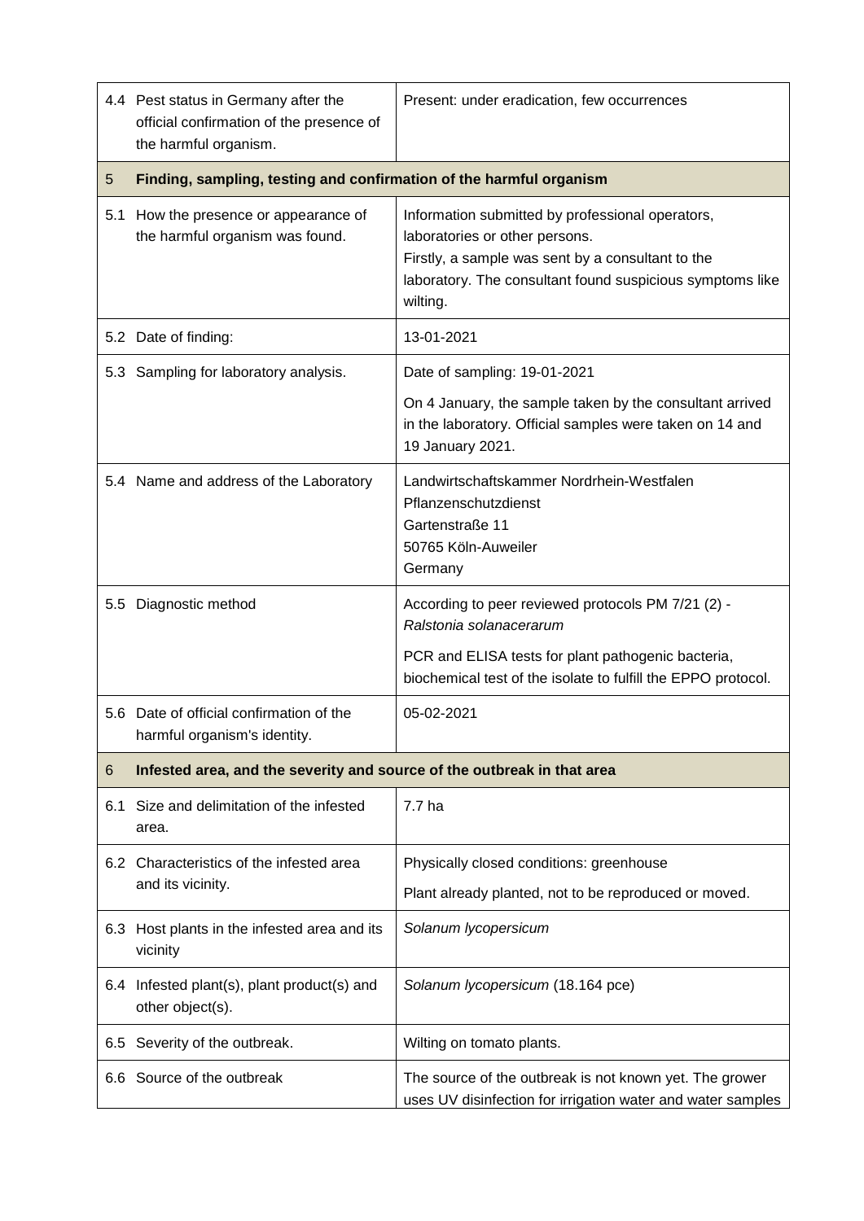| | |
|---|---|
| 4.4 Pest status in Germany after the official confirmation of the presence of the harmful organism. | Present: under eradication, few occurrences |
| **5 Finding, sampling, testing and confirmation of the harmful organism** | |
| 5.1 How the presence or appearance of the harmful organism was found. | Information submitted by professional operators, laboratories or other persons.<br>Firstly, a sample was sent by a consultant to the laboratory. The consultant found suspicious symptoms like wilting. |
| 5.2 Date of finding: | 13-01-2021 |
| 5.3 Sampling for laboratory analysis. | Date of sampling: 19-01-2021<br>On 4 January, the sample taken by the consultant arrived in the laboratory. Official samples were taken on 14 and 19 January 2021. |
| 5.4 Name and address of the Laboratory | Landwirtschaftskammer Nordrhein-Westfalen<br>Pflanzenschutzdienst<br>Gartenstraße 11<br>50765 Köln-Auweiler<br>Germany |
| 5.5 Diagnostic method | According to peer reviewed protocols PM 7/21 (2) - *Ralstonia solanacerarum*<br>PCR and ELISA tests for plant pathogenic bacteria, biochemical test of the isolate to fulfill the EPPO protocol. |
| 5.6 Date of official confirmation of the harmful organism's identity. | 05-02-2021 |
| **6 Infested area, and the severity and source of the outbreak in that area** | |
| 6.1 Size and delimitation of the infested area. | 7.7 ha |
| 6.2 Characteristics of the infested area and its vicinity. | Physically closed conditions: greenhouse<br>Plant already planted, not to be reproduced or moved. |
| 6.3 Host plants in the infested area and its vicinity | *Solanum lycopersicum* |
| 6.4 Infested plant(s), plant product(s) and other object(s). | *Solanum lycopersicum* (18.164 pce) |
| 6.5 Severity of the outbreak. | Wilting on tomato plants. |
| 6.6 Source of the outbreak | The source of the outbreak is not known yet. The grower uses UV disinfection for irrigation water and water samples |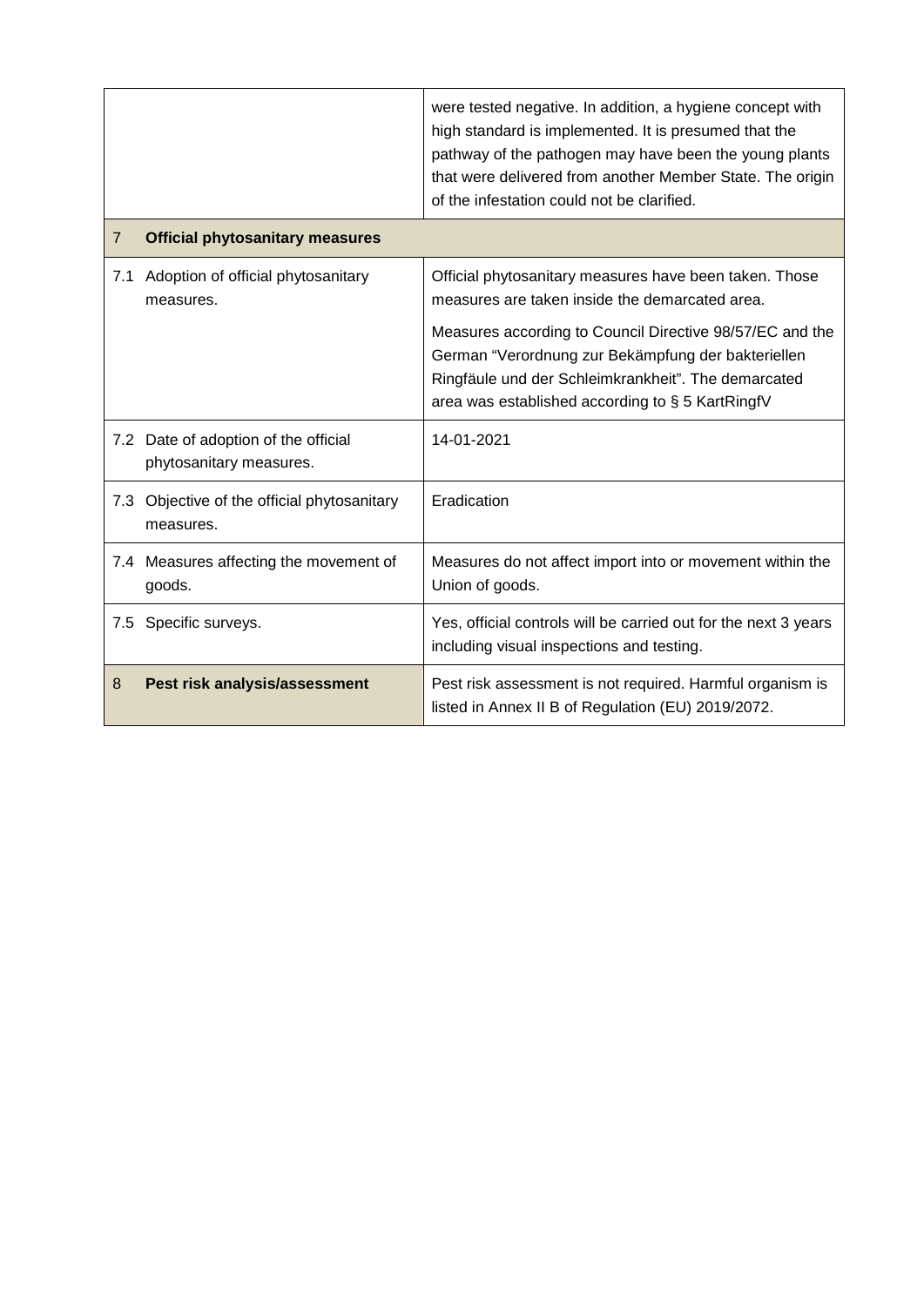| | | |
|---|---|---|
| | | were tested negative. In addition, a hygiene concept with high standard is implemented. It is presumed that the pathway of the pathogen may have been the young plants that were delivered from another Member State. The origin of the infestation could not be clarified. |
| 7 | **Official phytosanitary measures** | |
| 7.1 | Adoption of official phytosanitary measures. | Official phytosanitary measures have been taken. Those measures are taken inside the demarcated area.<br><br>Measures according to Council Directive 98/57/EC and the German "Verordnung zur Bekämpfung der bakteriellen Ringfäule und der Schleimkrankheit". The demarcated area was established according to § 5 KartRingfV |
| 7.2 | Date of adoption of the official phytosanitary measures. | 14-01-2021 |
| 7.3 | Objective of the official phytosanitary measures. | Eradication |
| 7.4 | Measures affecting the movement of goods. | Measures do not affect import into or movement within the Union of goods. |
| 7.5 | Specific surveys. | Yes, official controls will be carried out for the next 3 years including visual inspections and testing. |
| 8 | **Pest risk analysis/assessment** | Pest risk assessment is not required. Harmful organism is listed in Annex II B of Regulation (EU) 2019/2072. |